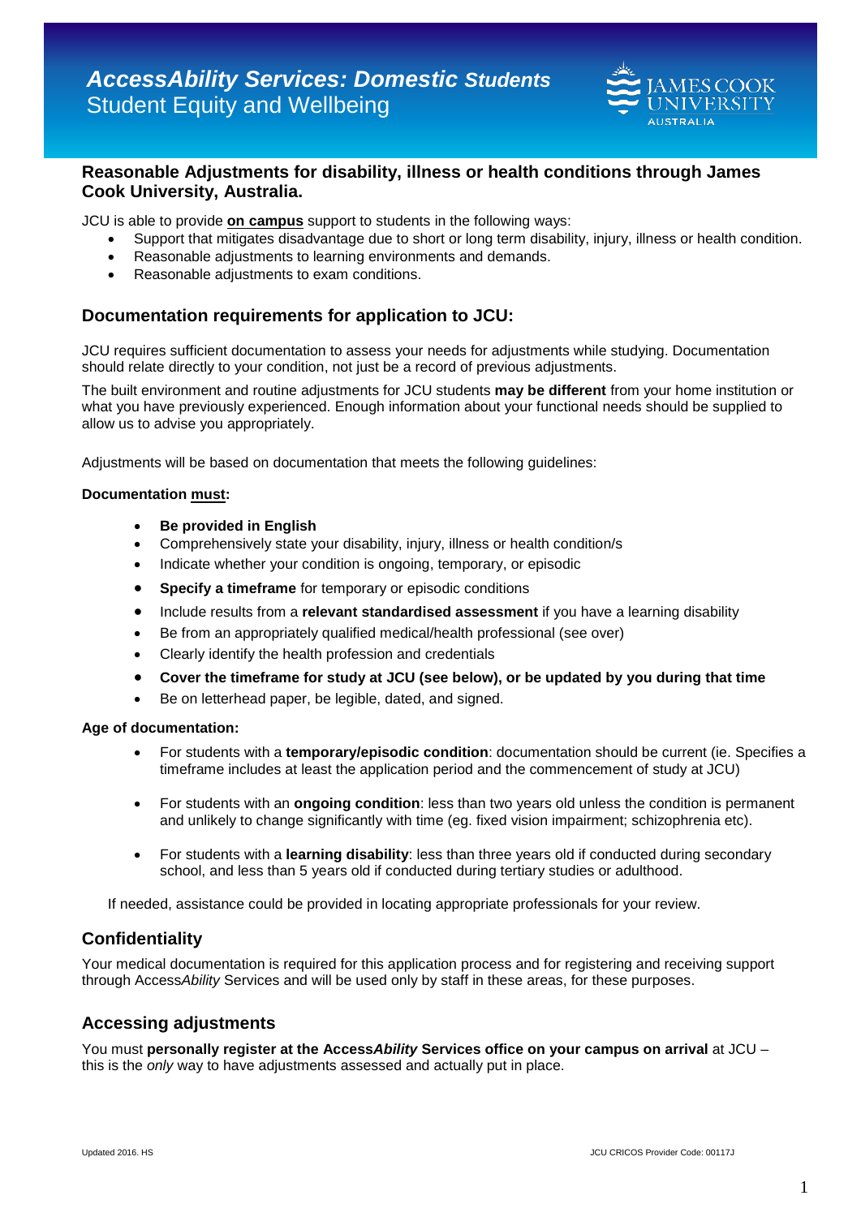# *AccessAbility Services: Domestic Students*
Student Equity and Wellbeing

JAMES COOK UNIVERSITY AUSTRALIA

## Reasonable Adjustments for disability, illness or health conditions through James Cook University, Australia.

JCU is able to provide **on campus** support to students in the following ways:

- Support that mitigates disadvantage due to short or long term disability, injury, illness or health condition.
- Reasonable adjustments to learning environments and demands.
- Reasonable adjustments to exam conditions.

## Documentation requirements for application to JCU:

JCU requires sufficient documentation to assess your needs for adjustments while studying. Documentation should relate directly to your condition, not just be a record of previous adjustments.

The built environment and routine adjustments for JCU students **may be different** from your home institution or what you have previously experienced. Enough information about your functional needs should be supplied to allow us to advise you appropriately.

Adjustments will be based on documentation that meets the following guidelines:

**Documentation must:**

- **Be provided in English**
- Comprehensively state your disability, injury, illness or health condition/s
- Indicate whether your condition is ongoing, temporary, or episodic
- **Specify a timeframe** for temporary or episodic conditions
- Include results from a **relevant standardised assessment** if you have a learning disability
- Be from an appropriately qualified medical/health professional (see over)
- Clearly identify the health profession and credentials
- **Cover the timeframe for study at JCU (see below), or be updated by you during that time**
- Be on letterhead paper, be legible, dated, and signed.

**Age of documentation:**

- For students with a **temporary/episodic condition**: documentation should be current (ie. Specifies a timeframe includes at least the application period and the commencement of study at JCU)
- For students with an **ongoing condition**: less than two years old unless the condition is permanent and unlikely to change significantly with time (eg. fixed vision impairment; schizophrenia etc).
- For students with a **learning disability**: less than three years old if conducted during secondary school, and less than 5 years old if conducted during tertiary studies or adulthood.

If needed, assistance could be provided in locating appropriate professionals for your review.

## Confidentiality

Your medical documentation is required for this application process and for registering and receiving support through Access*Ability* Services and will be used only by staff in these areas, for these purposes.

## Accessing adjustments

You must **personally register at the Access*Ability* Services office on your campus on arrival** at JCU – this is the *only* way to have adjustments assessed and actually put in place.

Updated 2016. HS

JCU CRICOS Provider Code: 00117J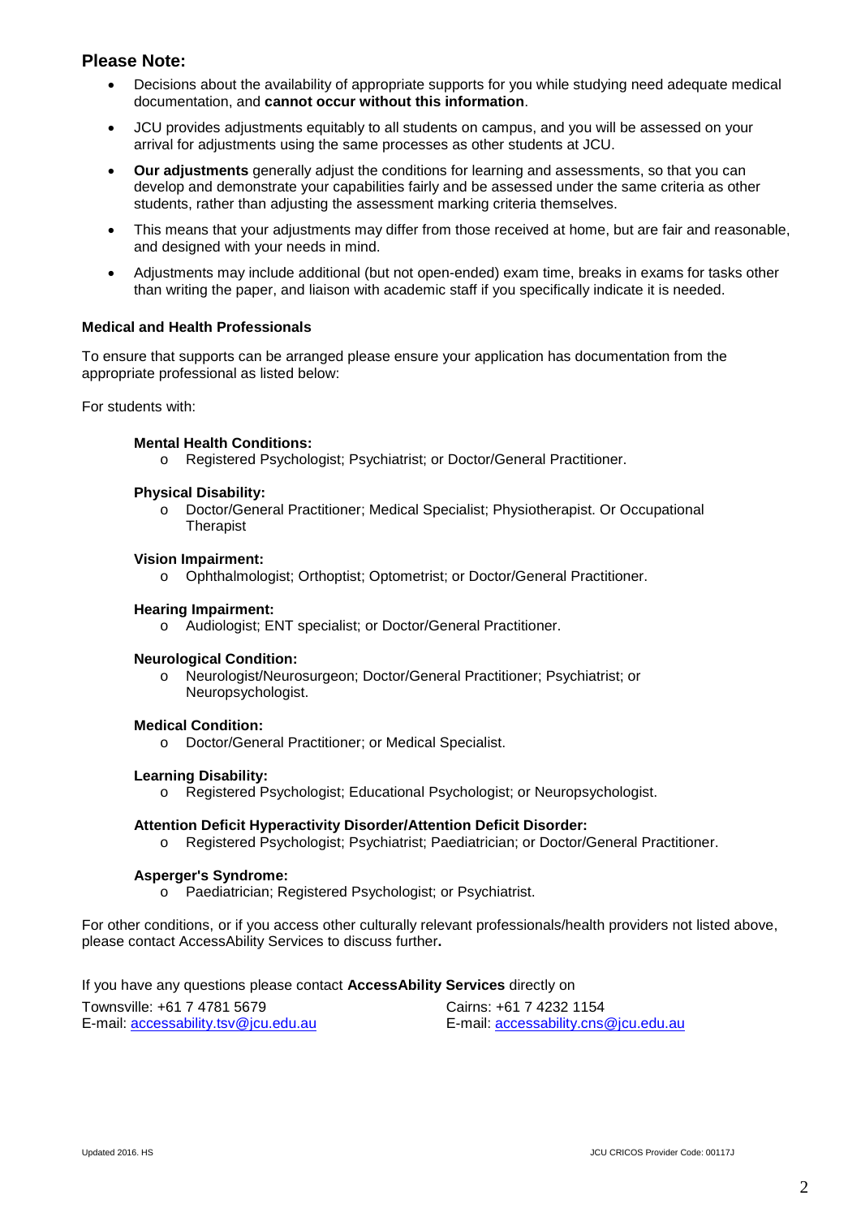## Please Note:

- Decisions about the availability of appropriate supports for you while studying need adequate medical documentation, and **cannot occur without this information**.
- JCU provides adjustments equitably to all students on campus, and you will be assessed on your arrival for adjustments using the same processes as other students at JCU.
- **Our adjustments** generally adjust the conditions for learning and assessments, so that you can develop and demonstrate your capabilities fairly and be assessed under the same criteria as other students, rather than adjusting the assessment marking criteria themselves.
- This means that your adjustments may differ from those received at home, but are fair and reasonable, and designed with your needs in mind.
- Adjustments may include additional (but not open-ended) exam time, breaks in exams for tasks other than writing the paper, and liaison with academic staff if you specifically indicate it is needed.

**Medical and Health Professionals**

To ensure that supports can be arranged please ensure your application has documentation from the appropriate professional as listed below:

For students with:

**Mental Health Conditions:**
- Registered Psychologist; Psychiatrist; or Doctor/General Practitioner.

**Physical Disability:**
- Doctor/General Practitioner; Medical Specialist; Physiotherapist. Or Occupational Therapist

**Vision Impairment:**
- Ophthalmologist; Orthoptist; Optometrist; or Doctor/General Practitioner.

**Hearing Impairment:**
- Audiologist; ENT specialist; or Doctor/General Practitioner.

**Neurological Condition:**
- Neurologist/Neurosurgeon; Doctor/General Practitioner; Psychiatrist; or Neuropsychologist.

**Medical Condition:**
- Doctor/General Practitioner; or Medical Specialist.

**Learning Disability:**
- Registered Psychologist; Educational Psychologist; or Neuropsychologist.

**Attention Deficit Hyperactivity Disorder/Attention Deficit Disorder:**
- Registered Psychologist; Psychiatrist; Paediatrician; or Doctor/General Practitioner.

**Asperger's Syndrome:**
- Paediatrician; Registered Psychologist; or Psychiatrist.

For other conditions, or if you access other culturally relevant professionals/health providers not listed above, please contact AccessAbility Services to discuss further**.**

If you have any questions please contact **AccessAbility Services** directly on

Townsville: +61 7 4781 5679
E-mail: accessability.tsv@jcu.edu.au

Cairns: +61 7 4232 1154
E-mail: accessability.cns@jcu.edu.au

Updated 2016. HS

JCU CRICOS Provider Code: 00117J